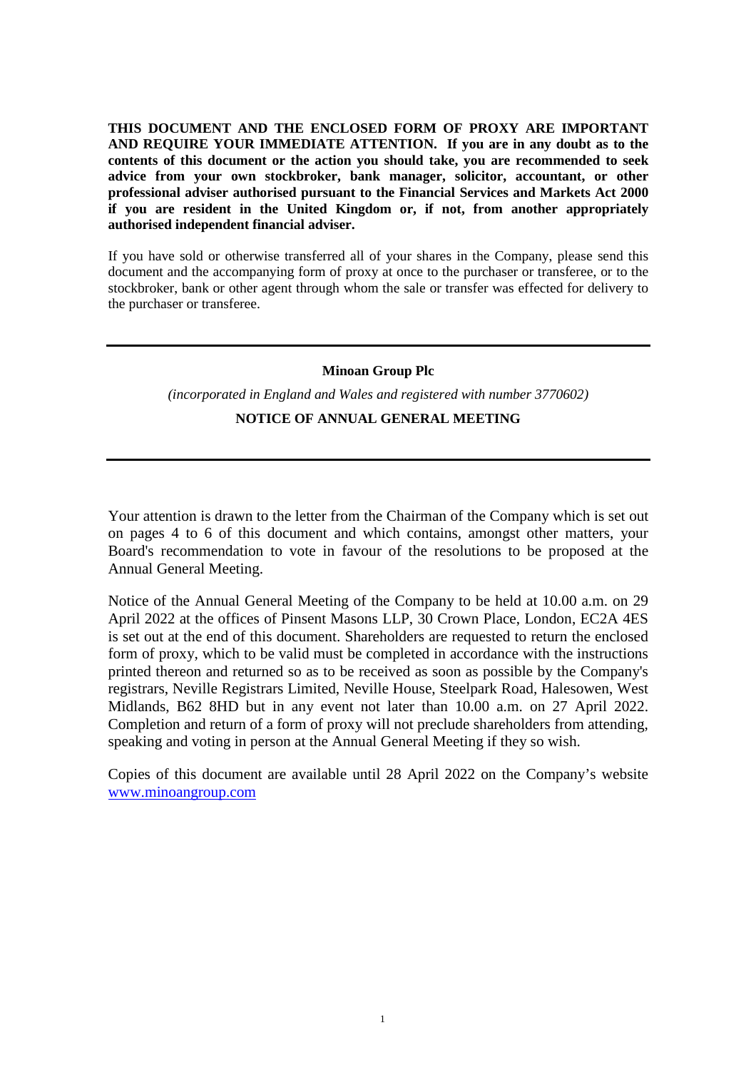**THIS DOCUMENT AND THE ENCLOSED FORM OF PROXY ARE IMPORTANT AND REQUIRE YOUR IMMEDIATE ATTENTION. If you are in any doubt as to the contents of this document or the action you should take, you are recommended to seek advice from your own stockbroker, bank manager, solicitor, accountant, or other professional adviser authorised pursuant to the Financial Services and Markets Act 2000 if you are resident in the United Kingdom or, if not, from another appropriately authorised independent financial adviser.**

If you have sold or otherwise transferred all of your shares in the Company, please send this document and the accompanying form of proxy at once to the purchaser or transferee, or to the stockbroker, bank or other agent through whom the sale or transfer was effected for delivery to the purchaser or transferee.

---

**Minoan Group Plc**

*(incorporated in England and Wales and registered with number 3770602)*

**NOTICE OF ANNUAL GENERAL MEETING**

---

Your attention is drawn to the letter from the Chairman of the Company which is set out on pages 4 to 6 of this document and which contains, amongst other matters, your Board's recommendation to vote in favour of the resolutions to be proposed at the Annual General Meeting.

Notice of the Annual General Meeting of the Company to be held at 10.00 a.m. on 29 April 2022 at the offices of Pinsent Masons LLP, 30 Crown Place, London, EC2A 4ES is set out at the end of this document. Shareholders are requested to return the enclosed form of proxy, which to be valid must be completed in accordance with the instructions printed thereon and returned so as to be received as soon as possible by the Company's registrars, Neville Registrars Limited, Neville House, Steelpark Road, Halesowen, West Midlands, B62 8HD but in any event not later than 10.00 a.m. on 27 April 2022. Completion and return of a form of proxy will not preclude shareholders from attending, speaking and voting in person at the Annual General Meeting if they so wish.

Copies of this document are available until 28 April 2022 on the Company's website www.minoangroup.com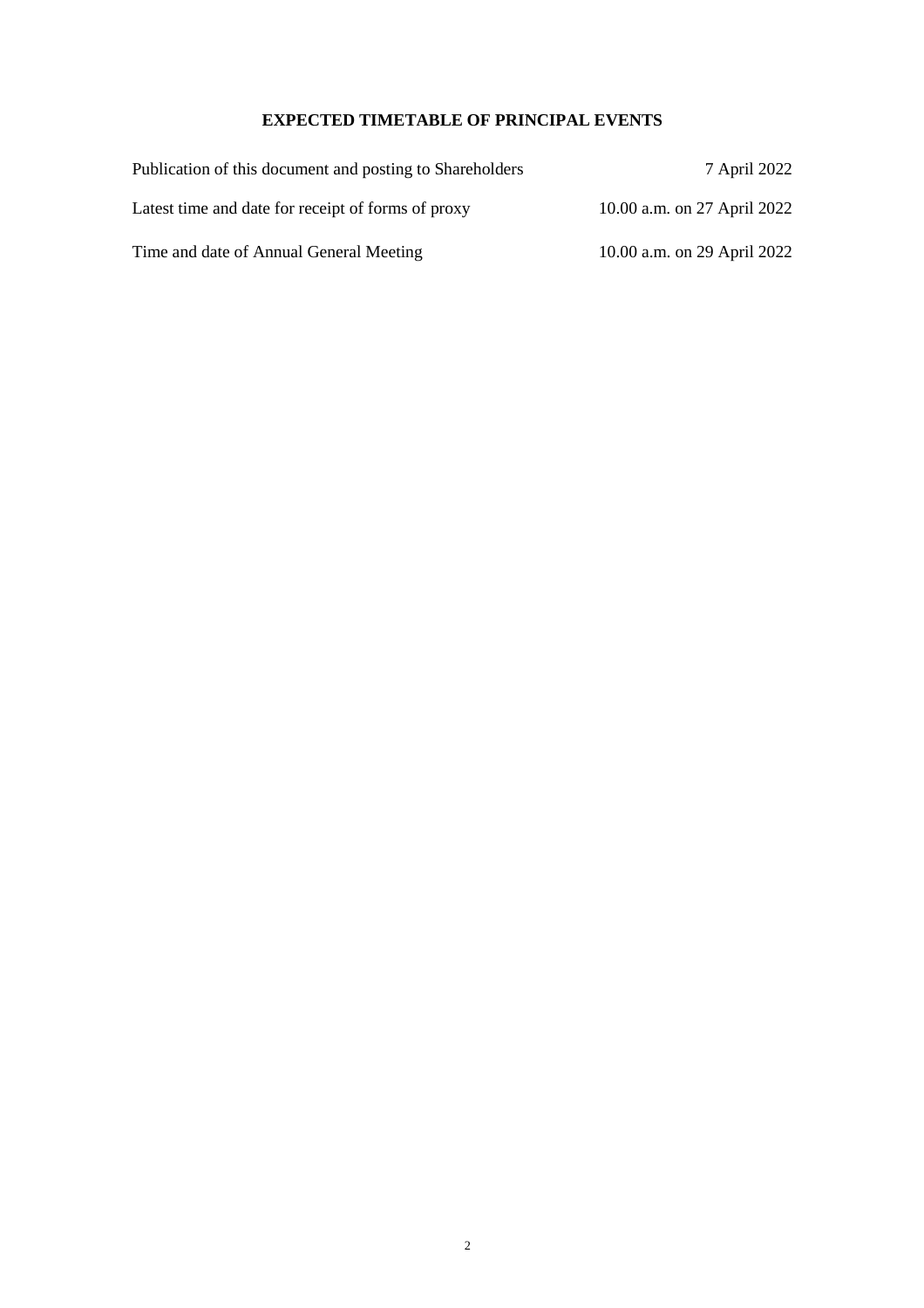# EXPECTED TIMETABLE OF PRINCIPAL EVENTS

| | |
|---|---|
| Publication of this document and posting to Shareholders | 7 April 2022 |
| Latest time and date for receipt of forms of proxy | 10.00 a.m. on 27 April 2022 |
| Time and date of Annual General Meeting | 10.00 a.m. on 29 April 2022 |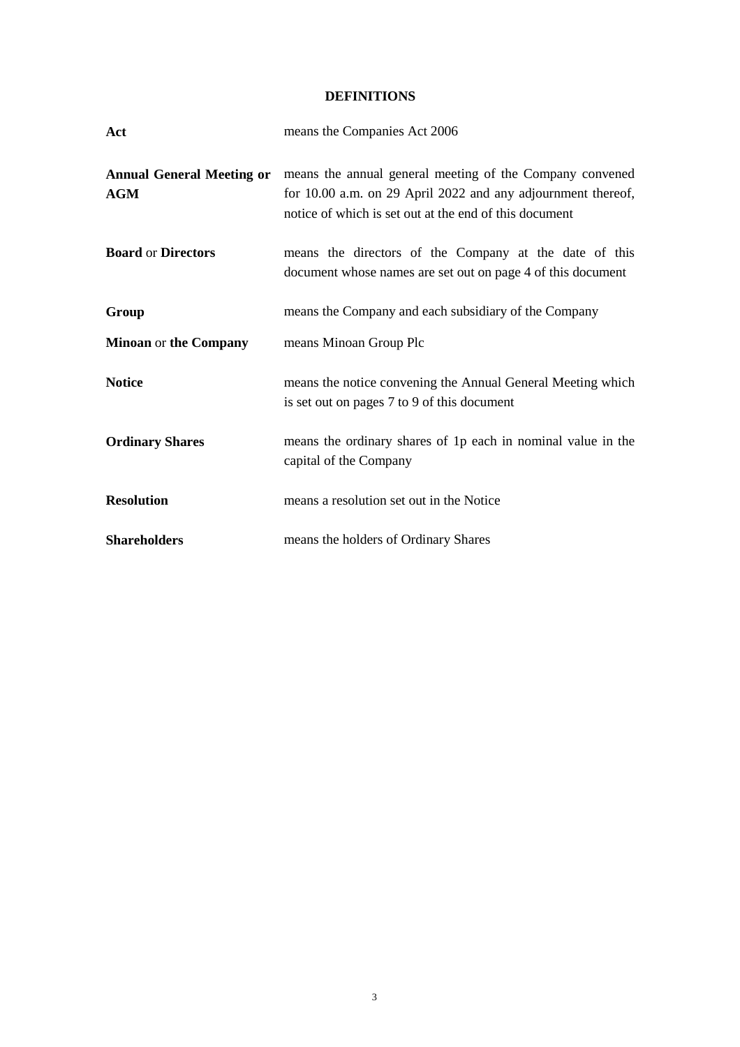# DEFINITIONS

| | |
|---|---|
| **Act** | means the Companies Act 2006 |
| **Annual General Meeting or AGM** | means the annual general meeting of the Company convened for 10.00 a.m. on 29 April 2022 and any adjournment thereof, notice of which is set out at the end of this document |
| **Board** or **Directors** | means the directors of the Company at the date of this document whose names are set out on page 4 of this document |
| **Group** | means the Company and each subsidiary of the Company |
| **Minoan** or **the Company** | means Minoan Group Plc |
| **Notice** | means the notice convening the Annual General Meeting which is set out on pages 7 to 9 of this document |
| **Ordinary Shares** | means the ordinary shares of 1p each in nominal value in the capital of the Company |
| **Resolution** | means a resolution set out in the Notice |
| **Shareholders** | means the holders of Ordinary Shares |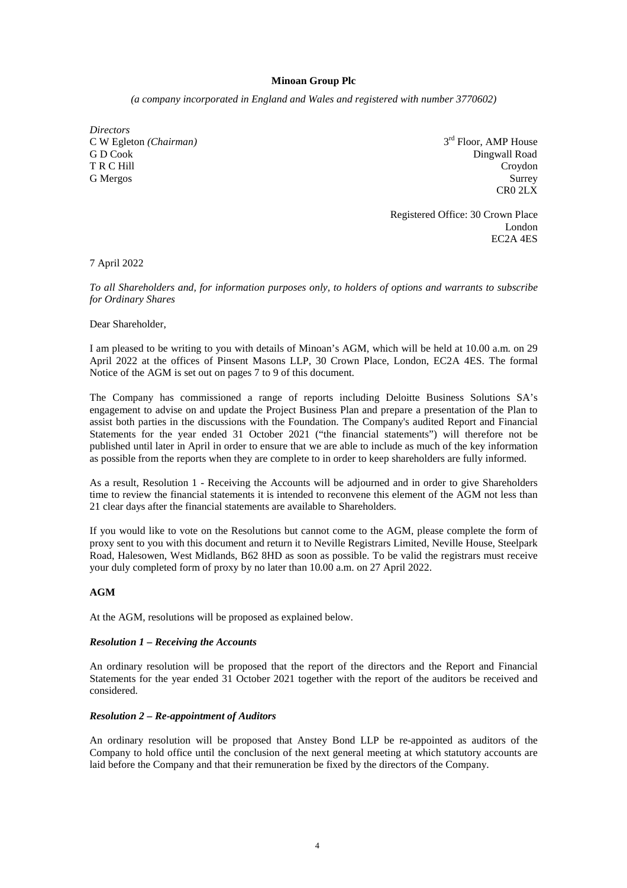**Minoan Group Plc**

*(a company incorporated in England and Wales and registered with number 3770602)*

*Directors*
C W Egleton *(Chairman)*
G D Cook
T R C Hill
G Mergos

3rd Floor, AMP House
Dingwall Road
Croydon
Surrey
CR0 2LX

Registered Office: 30 Crown Place
London
EC2A 4ES

7 April 2022

*To all Shareholders and, for information purposes only, to holders of options and warrants to subscribe for Ordinary Shares*

Dear Shareholder,

I am pleased to be writing to you with details of Minoan's AGM, which will be held at 10.00 a.m. on 29 April 2022 at the offices of Pinsent Masons LLP, 30 Crown Place, London, EC2A 4ES. The formal Notice of the AGM is set out on pages 7 to 9 of this document.

The Company has commissioned a range of reports including Deloitte Business Solutions SA's engagement to advise on and update the Project Business Plan and prepare a presentation of the Plan to assist both parties in the discussions with the Foundation. The Company's audited Report and Financial Statements for the year ended 31 October 2021 ("the financial statements") will therefore not be published until later in April in order to ensure that we are able to include as much of the key information as possible from the reports when they are complete to in order to keep shareholders are fully informed.

As a result, Resolution 1 - Receiving the Accounts will be adjourned and in order to give Shareholders time to review the financial statements it is intended to reconvene this element of the AGM not less than 21 clear days after the financial statements are available to Shareholders.

If you would like to vote on the Resolutions but cannot come to the AGM, please complete the form of proxy sent to you with this document and return it to Neville Registrars Limited, Neville House, Steelpark Road, Halesowen, West Midlands, B62 8HD as soon as possible. To be valid the registrars must receive your duly completed form of proxy by no later than 10.00 a.m. on 27 April 2022.

**AGM**

At the AGM, resolutions will be proposed as explained below.

***Resolution 1 – Receiving the Accounts***

An ordinary resolution will be proposed that the report of the directors and the Report and Financial Statements for the year ended 31 October 2021 together with the report of the auditors be received and considered.

***Resolution 2 – Re-appointment of Auditors***

An ordinary resolution will be proposed that Anstey Bond LLP be re-appointed as auditors of the Company to hold office until the conclusion of the next general meeting at which statutory accounts are laid before the Company and that their remuneration be fixed by the directors of the Company.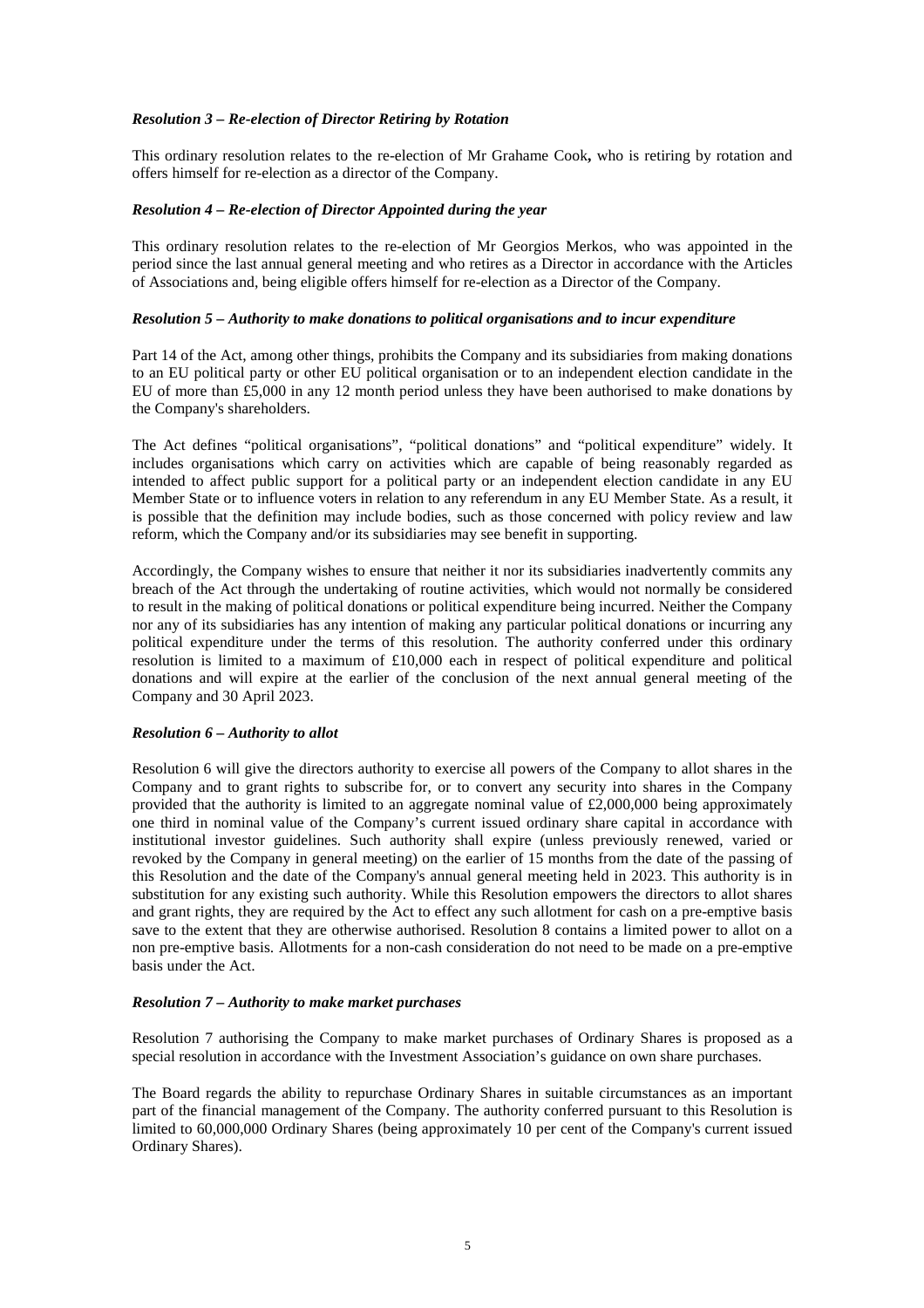***Resolution 3 – Re-election of Director Retiring by Rotation***

This ordinary resolution relates to the re-election of Mr Grahame Cook**,** who is retiring by rotation and offers himself for re-election as a director of the Company.

***Resolution 4 – Re-election of Director Appointed during the year***

This ordinary resolution relates to the re-election of Mr Georgios Merkos, who was appointed in the period since the last annual general meeting and who retires as a Director in accordance with the Articles of Associations and, being eligible offers himself for re-election as a Director of the Company.

***Resolution 5 – Authority to make donations to political organisations and to incur expenditure***

Part 14 of the Act, among other things, prohibits the Company and its subsidiaries from making donations to an EU political party or other EU political organisation or to an independent election candidate in the EU of more than £5,000 in any 12 month period unless they have been authorised to make donations by the Company's shareholders.

The Act defines "political organisations", "political donations" and "political expenditure" widely. It includes organisations which carry on activities which are capable of being reasonably regarded as intended to affect public support for a political party or an independent election candidate in any EU Member State or to influence voters in relation to any referendum in any EU Member State. As a result, it is possible that the definition may include bodies, such as those concerned with policy review and law reform, which the Company and/or its subsidiaries may see benefit in supporting.

Accordingly, the Company wishes to ensure that neither it nor its subsidiaries inadvertently commits any breach of the Act through the undertaking of routine activities, which would not normally be considered to result in the making of political donations or political expenditure being incurred. Neither the Company nor any of its subsidiaries has any intention of making any particular political donations or incurring any political expenditure under the terms of this resolution. The authority conferred under this ordinary resolution is limited to a maximum of £10,000 each in respect of political expenditure and political donations and will expire at the earlier of the conclusion of the next annual general meeting of the Company and 30 April 2023.

***Resolution 6 – Authority to allot***

Resolution 6 will give the directors authority to exercise all powers of the Company to allot shares in the Company and to grant rights to subscribe for, or to convert any security into shares in the Company provided that the authority is limited to an aggregate nominal value of £2,000,000 being approximately one third in nominal value of the Company's current issued ordinary share capital in accordance with institutional investor guidelines. Such authority shall expire (unless previously renewed, varied or revoked by the Company in general meeting) on the earlier of 15 months from the date of the passing of this Resolution and the date of the Company's annual general meeting held in 2023. This authority is in substitution for any existing such authority. While this Resolution empowers the directors to allot shares and grant rights, they are required by the Act to effect any such allotment for cash on a pre-emptive basis save to the extent that they are otherwise authorised. Resolution 8 contains a limited power to allot on a non pre-emptive basis. Allotments for a non-cash consideration do not need to be made on a pre-emptive basis under the Act.

***Resolution 7 – Authority to make market purchases***

Resolution 7 authorising the Company to make market purchases of Ordinary Shares is proposed as a special resolution in accordance with the Investment Association's guidance on own share purchases.

The Board regards the ability to repurchase Ordinary Shares in suitable circumstances as an important part of the financial management of the Company. The authority conferred pursuant to this Resolution is limited to 60,000,000 Ordinary Shares (being approximately 10 per cent of the Company's current issued Ordinary Shares).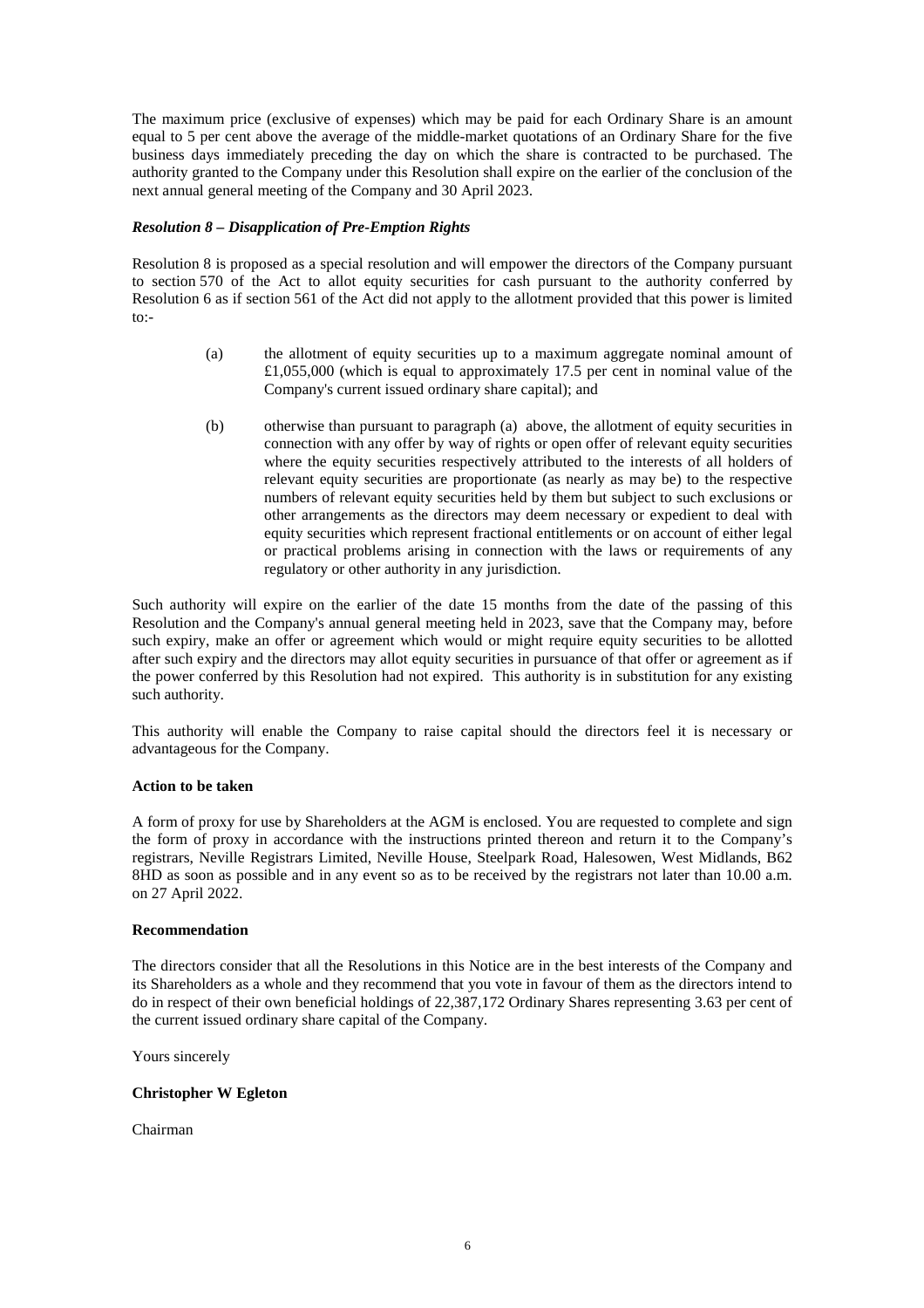The maximum price (exclusive of expenses) which may be paid for each Ordinary Share is an amount equal to 5 per cent above the average of the middle-market quotations of an Ordinary Share for the five business days immediately preceding the day on which the share is contracted to be purchased. The authority granted to the Company under this Resolution shall expire on the earlier of the conclusion of the next annual general meeting of the Company and 30 April 2023.

***Resolution 8 – Disapplication of Pre-Emption Rights***

Resolution 8 is proposed as a special resolution and will empower the directors of the Company pursuant to section 570 of the Act to allot equity securities for cash pursuant to the authority conferred by Resolution 6 as if section 561 of the Act did not apply to the allotment provided that this power is limited to:-

(a) the allotment of equity securities up to a maximum aggregate nominal amount of £1,055,000 (which is equal to approximately 17.5 per cent in nominal value of the Company's current issued ordinary share capital); and

(b) otherwise than pursuant to paragraph (a) above, the allotment of equity securities in connection with any offer by way of rights or open offer of relevant equity securities where the equity securities respectively attributed to the interests of all holders of relevant equity securities are proportionate (as nearly as may be) to the respective numbers of relevant equity securities held by them but subject to such exclusions or other arrangements as the directors may deem necessary or expedient to deal with equity securities which represent fractional entitlements or on account of either legal or practical problems arising in connection with the laws or requirements of any regulatory or other authority in any jurisdiction.

Such authority will expire on the earlier of the date 15 months from the date of the passing of this Resolution and the Company's annual general meeting held in 2023, save that the Company may, before such expiry, make an offer or agreement which would or might require equity securities to be allotted after such expiry and the directors may allot equity securities in pursuance of that offer or agreement as if the power conferred by this Resolution had not expired. This authority is in substitution for any existing such authority.

This authority will enable the Company to raise capital should the directors feel it is necessary or advantageous for the Company.

**Action to be taken**

A form of proxy for use by Shareholders at the AGM is enclosed. You are requested to complete and sign the form of proxy in accordance with the instructions printed thereon and return it to the Company's registrars, Neville Registrars Limited, Neville House, Steelpark Road, Halesowen, West Midlands, B62 8HD as soon as possible and in any event so as to be received by the registrars not later than 10.00 a.m. on 27 April 2022.

**Recommendation**

The directors consider that all the Resolutions in this Notice are in the best interests of the Company and its Shareholders as a whole and they recommend that you vote in favour of them as the directors intend to do in respect of their own beneficial holdings of 22,387,172 Ordinary Shares representing 3.63 per cent of the current issued ordinary share capital of the Company.

Yours sincerely

**Christopher W Egleton**

Chairman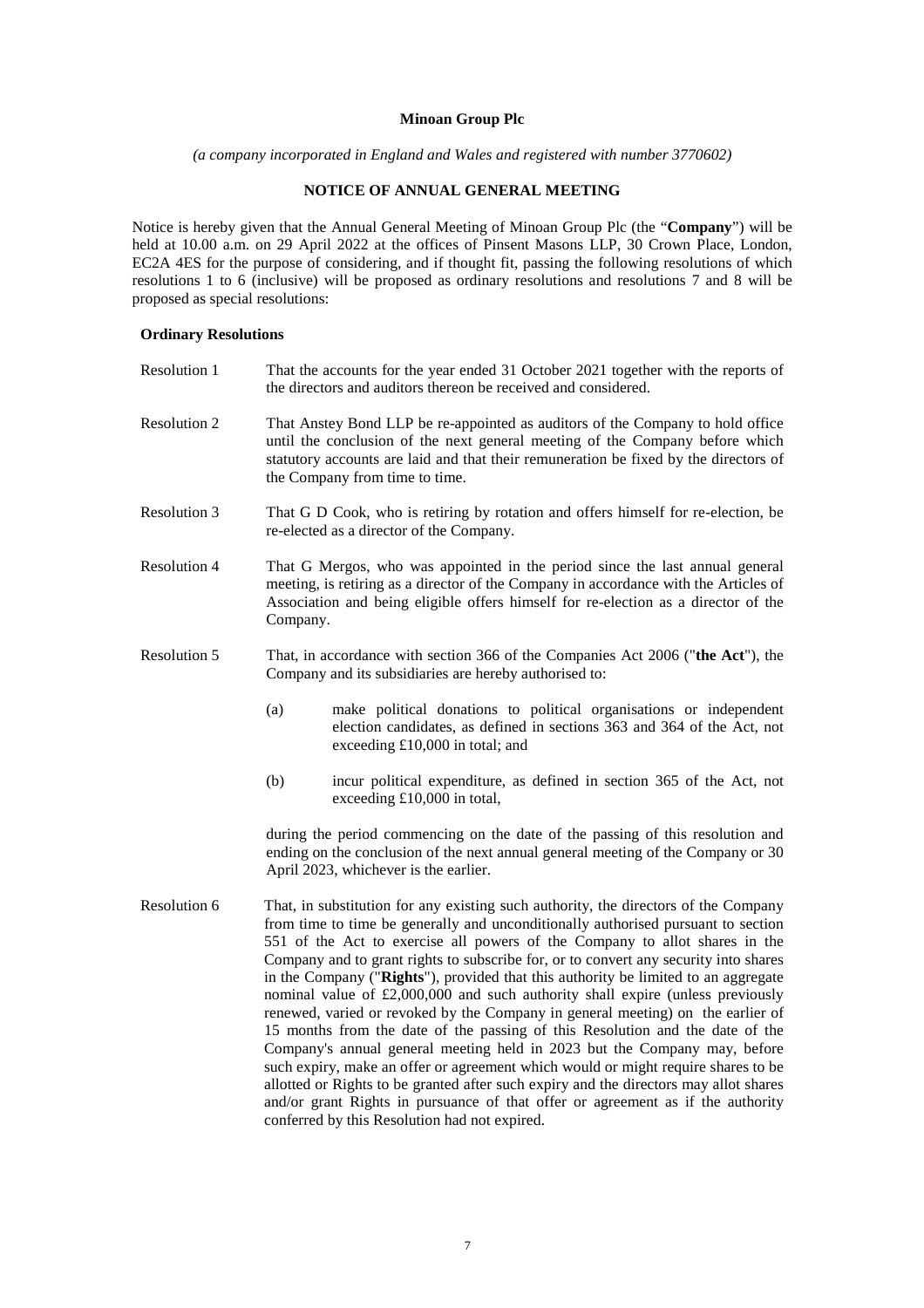**Minoan Group Plc**

*(a company incorporated in England and Wales and registered with number 3770602)*

**NOTICE OF ANNUAL GENERAL MEETING**

Notice is hereby given that the Annual General Meeting of Minoan Group Plc (the "**Company**") will be held at 10.00 a.m. on 29 April 2022 at the offices of Pinsent Masons LLP, 30 Crown Place, London, EC2A 4ES for the purpose of considering, and if thought fit, passing the following resolutions of which resolutions 1 to 6 (inclusive) will be proposed as ordinary resolutions and resolutions 7 and 8 will be proposed as special resolutions:

**Ordinary Resolutions**

Resolution 1 — That the accounts for the year ended 31 October 2021 together with the reports of the directors and auditors thereon be received and considered.

Resolution 2 — That Anstey Bond LLP be re-appointed as auditors of the Company to hold office until the conclusion of the next general meeting of the Company before which statutory accounts are laid and that their remuneration be fixed by the directors of the Company from time to time.

Resolution 3 — That G D Cook, who is retiring by rotation and offers himself for re-election, be re-elected as a director of the Company.

Resolution 4 — That G Mergos, who was appointed in the period since the last annual general meeting, is retiring as a director of the Company in accordance with the Articles of Association and being eligible offers himself for re-election as a director of the Company.

Resolution 5 — That, in accordance with section 366 of the Companies Act 2006 ("**the Act**"), the Company and its subsidiaries are hereby authorised to:

(a) make political donations to political organisations or independent election candidates, as defined in sections 363 and 364 of the Act, not exceeding £10,000 in total; and

(b) incur political expenditure, as defined in section 365 of the Act, not exceeding £10,000 in total,

during the period commencing on the date of the passing of this resolution and ending on the conclusion of the next annual general meeting of the Company or 30 April 2023, whichever is the earlier.

Resolution 6 — That, in substitution for any existing such authority, the directors of the Company from time to time be generally and unconditionally authorised pursuant to section 551 of the Act to exercise all powers of the Company to allot shares in the Company and to grant rights to subscribe for, or to convert any security into shares in the Company ("**Rights**"), provided that this authority be limited to an aggregate nominal value of £2,000,000 and such authority shall expire (unless previously renewed, varied or revoked by the Company in general meeting) on the earlier of 15 months from the date of the passing of this Resolution and the date of the Company's annual general meeting held in 2023 but the Company may, before such expiry, make an offer or agreement which would or might require shares to be allotted or Rights to be granted after such expiry and the directors may allot shares and/or grant Rights in pursuance of that offer or agreement as if the authority conferred by this Resolution had not expired.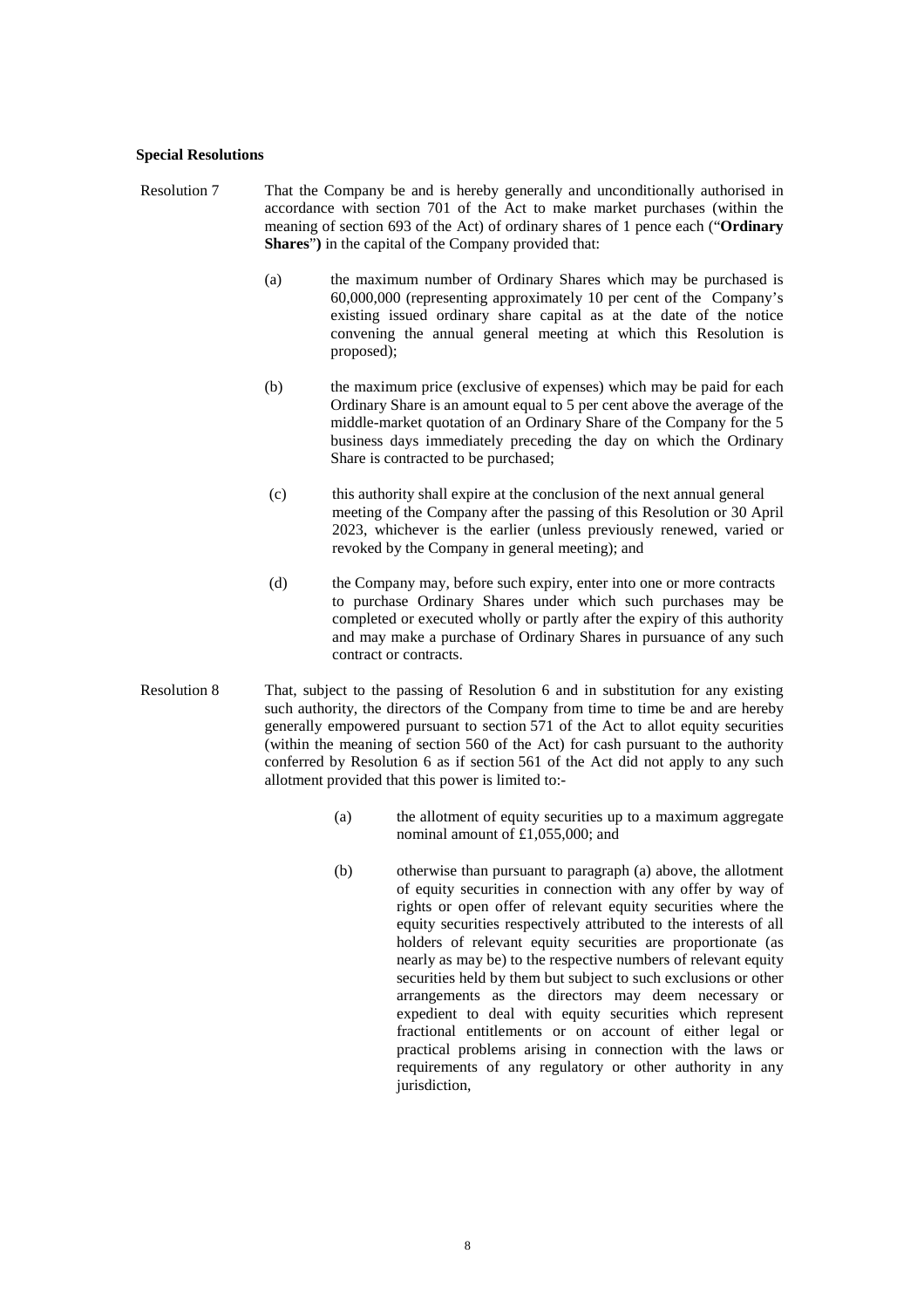**Special Resolutions**

Resolution 7 That the Company be and is hereby generally and unconditionally authorised in accordance with section 701 of the Act to make market purchases (within the meaning of section 693 of the Act) of ordinary shares of 1 pence each ("**Ordinary Shares**"**)** in the capital of the Company provided that:

(a) the maximum number of Ordinary Shares which may be purchased is 60,000,000 (representing approximately 10 per cent of the Company's existing issued ordinary share capital as at the date of the notice convening the annual general meeting at which this Resolution is proposed);

(b) the maximum price (exclusive of expenses) which may be paid for each Ordinary Share is an amount equal to 5 per cent above the average of the middle-market quotation of an Ordinary Share of the Company for the 5 business days immediately preceding the day on which the Ordinary Share is contracted to be purchased;

(c) this authority shall expire at the conclusion of the next annual general meeting of the Company after the passing of this Resolution or 30 April 2023, whichever is the earlier (unless previously renewed, varied or revoked by the Company in general meeting); and

(d) the Company may, before such expiry, enter into one or more contracts to purchase Ordinary Shares under which such purchases may be completed or executed wholly or partly after the expiry of this authority and may make a purchase of Ordinary Shares in pursuance of any such contract or contracts.

Resolution 8 That, subject to the passing of Resolution 6 and in substitution for any existing such authority, the directors of the Company from time to time be and are hereby generally empowered pursuant to section 571 of the Act to allot equity securities (within the meaning of section 560 of the Act) for cash pursuant to the authority conferred by Resolution 6 as if section 561 of the Act did not apply to any such allotment provided that this power is limited to:-

(a) the allotment of equity securities up to a maximum aggregate nominal amount of £1,055,000; and

(b) otherwise than pursuant to paragraph (a) above, the allotment of equity securities in connection with any offer by way of rights or open offer of relevant equity securities where the equity securities respectively attributed to the interests of all holders of relevant equity securities are proportionate (as nearly as may be) to the respective numbers of relevant equity securities held by them but subject to such exclusions or other arrangements as the directors may deem necessary or expedient to deal with equity securities which represent fractional entitlements or on account of either legal or practical problems arising in connection with the laws or requirements of any regulatory or other authority in any jurisdiction,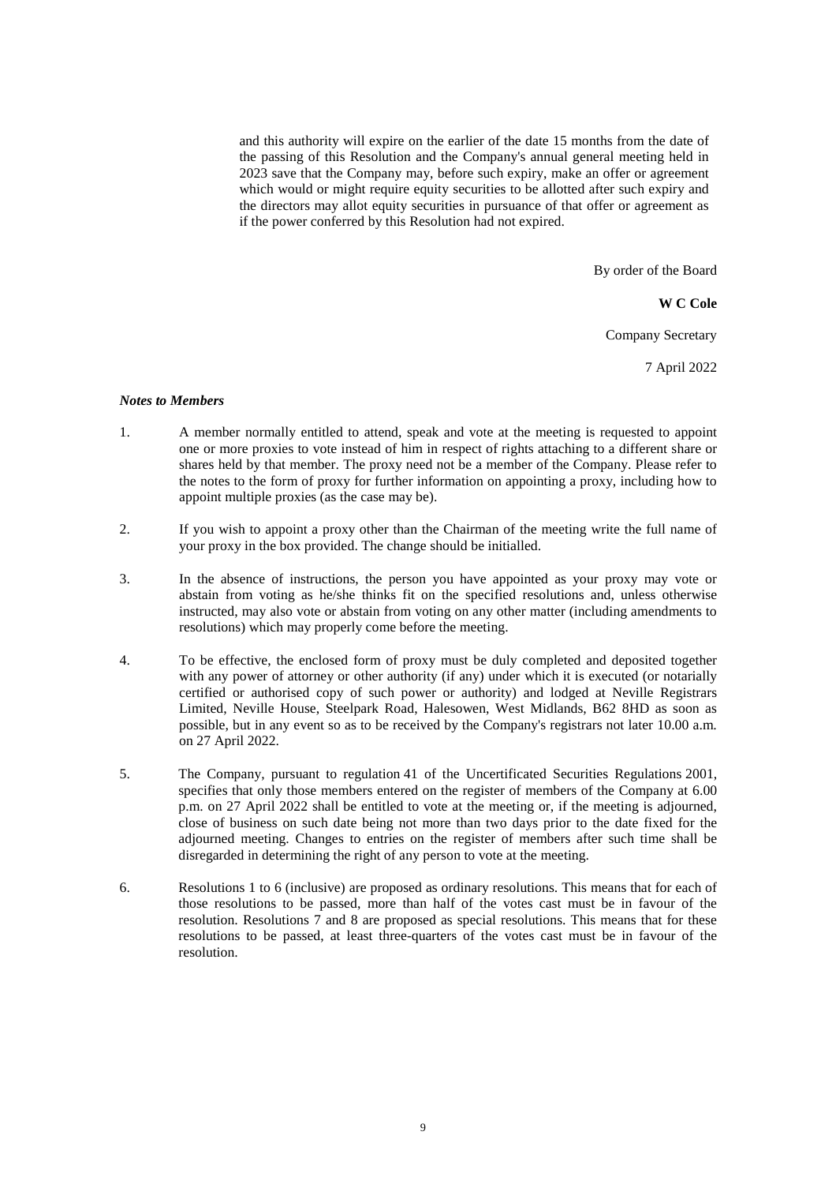and this authority will expire on the earlier of the date 15 months from the date of the passing of this Resolution and the Company's annual general meeting held in 2023 save that the Company may, before such expiry, make an offer or agreement which would or might require equity securities to be allotted after such expiry and the directors may allot equity securities in pursuance of that offer or agreement as if the power conferred by this Resolution had not expired.

By order of the Board

**W C Cole**

Company Secretary

7 April 2022

***Notes to Members***

1. A member normally entitled to attend, speak and vote at the meeting is requested to appoint one or more proxies to vote instead of him in respect of rights attaching to a different share or shares held by that member. The proxy need not be a member of the Company. Please refer to the notes to the form of proxy for further information on appointing a proxy, including how to appoint multiple proxies (as the case may be).

2. If you wish to appoint a proxy other than the Chairman of the meeting write the full name of your proxy in the box provided. The change should be initialled.

3. In the absence of instructions, the person you have appointed as your proxy may vote or abstain from voting as he/she thinks fit on the specified resolutions and, unless otherwise instructed, may also vote or abstain from voting on any other matter (including amendments to resolutions) which may properly come before the meeting.

4. To be effective, the enclosed form of proxy must be duly completed and deposited together with any power of attorney or other authority (if any) under which it is executed (or notarially certified or authorised copy of such power or authority) and lodged at Neville Registrars Limited, Neville House, Steelpark Road, Halesowen, West Midlands, B62 8HD as soon as possible, but in any event so as to be received by the Company's registrars not later 10.00 a.m. on 27 April 2022.

5. The Company, pursuant to regulation 41 of the Uncertificated Securities Regulations 2001, specifies that only those members entered on the register of members of the Company at 6.00 p.m. on 27 April 2022 shall be entitled to vote at the meeting or, if the meeting is adjourned, close of business on such date being not more than two days prior to the date fixed for the adjourned meeting. Changes to entries on the register of members after such time shall be disregarded in determining the right of any person to vote at the meeting.

6. Resolutions 1 to 6 (inclusive) are proposed as ordinary resolutions. This means that for each of those resolutions to be passed, more than half of the votes cast must be in favour of the resolution. Resolutions 7 and 8 are proposed as special resolutions. This means that for these resolutions to be passed, at least three-quarters of the votes cast must be in favour of the resolution.